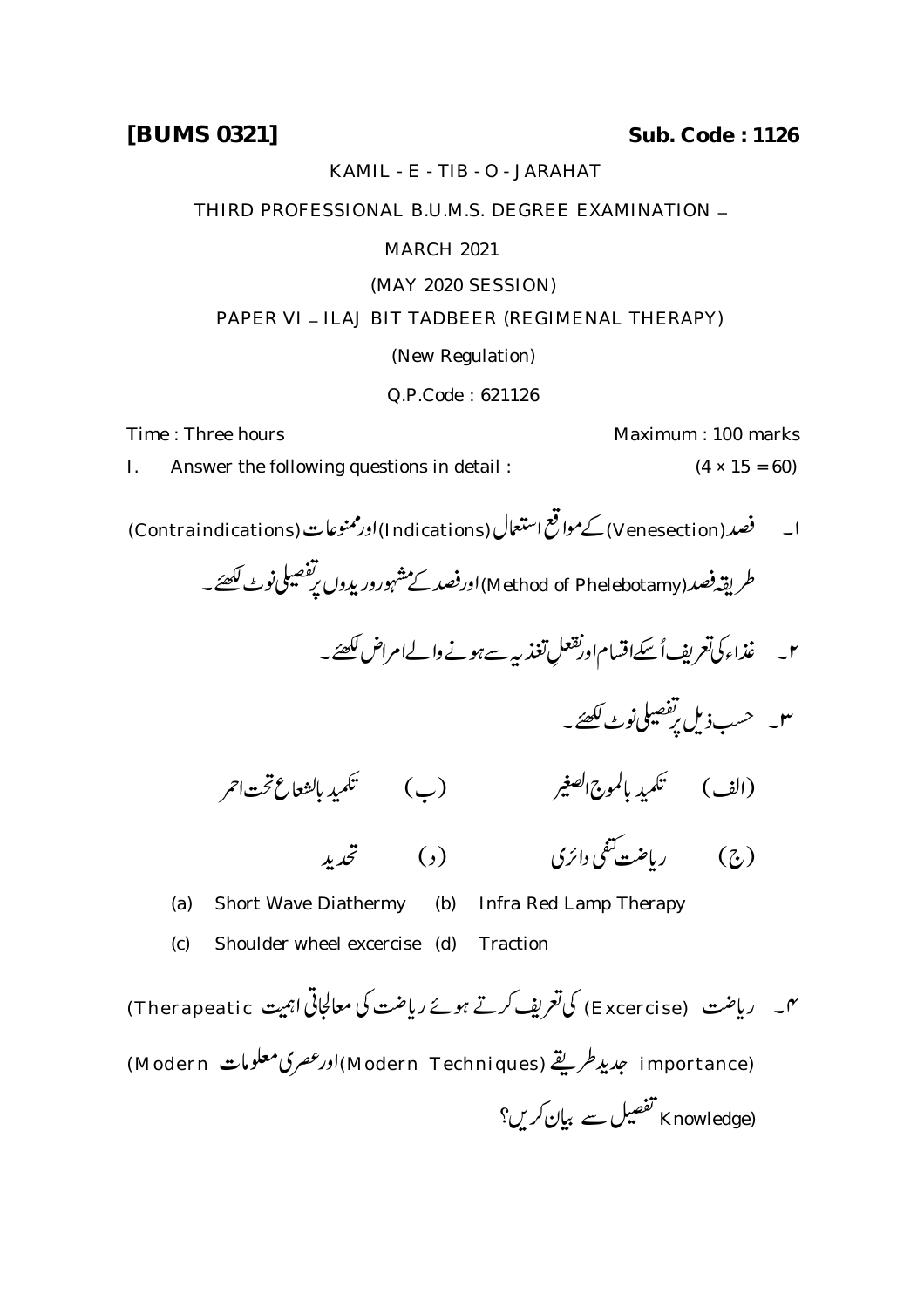**[BUMS 0321]** **Sub. Code : 1126**

KAMIL - E - TIB - O - JARAHAT

THIRD PROFESSIONAL B.U.M.S. DEGREE EXAMINATION –

MARCH 2021

(MAY 2020 SESSION)

PAPER VI – ILAJ BIT TADBEER (REGIMENAL THERAPY)

(New Regulation)

Q.P.Code : 621126

Time : Three hours Maximum : 100 marks

I. Answer the following questions in detail : (4 × 15 = 60)

۱۔ فصد (Venesection) کے مواقع استعمال (Indications) اور ممنوعات (Contraindications) طریقہ فصد (Method of Phelebotamy) اور فصد کے مشہور وریدوں پر تفصیلی نوٹ لکھئے۔

۲۔ غذاء کی تعریف اُسکے اقسام اور نقعلِ تغذیہ سے ہونے والے امراض لکھئے۔

۳۔ حسب ذیل پر تفصیلی نوٹ لکھئے۔

(الف) تکمید بالموج الصغیر (ب) تکمید بالشعاع تحت احمر

(ج) ریاضت کتفی دائری (د) تحدید

(a) Short Wave Diathermy (b) Infra Red Lamp Therapy

(c) Shoulder wheel excercise (d) Traction

۴۔ ریاضت (Excercise) کی تعریف کرتے ہوئے ریاضت کی معالجاتی اہمیت (Therapeatic importance) جدید طریقے (Modern Techniques) اور عصری معلومات (Modern Knowledge) تفصیل سے بیان کریں؟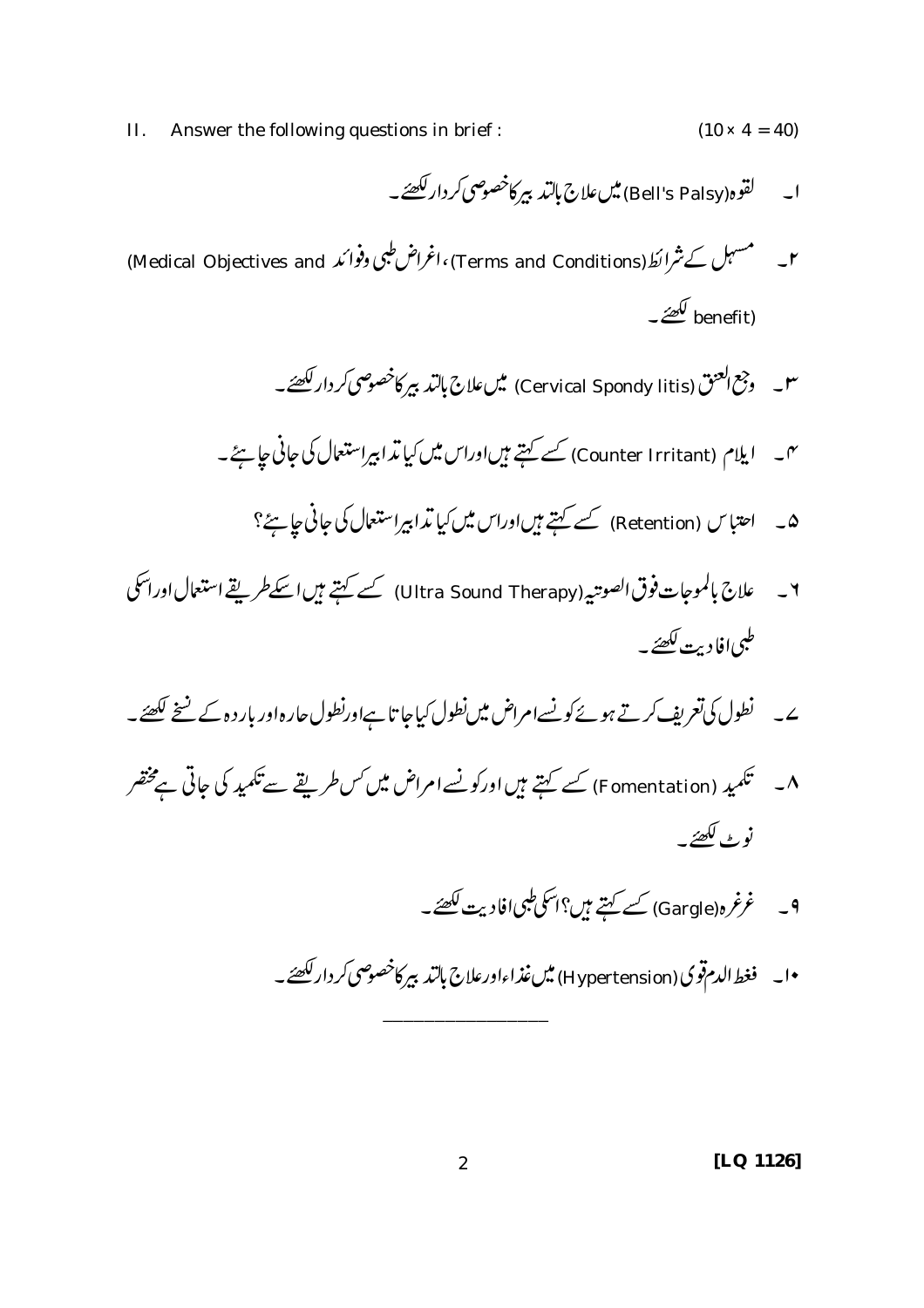II. Answer the following questions in brief : (10 × 4 = 40)

۱۔ لقوہ(Bell's Palsy) میں علاج بالتد بیر کاخصوصی کردار لکھئے۔

۲۔ مسہل کے شرائط(Terms and Conditions)، اغراض طبی وفوائد (Medical Objectives and benefit) لکھئے۔

۳۔ وجع العنق (Cervical Spondy litis) میں علاج بالتد بیر کاخصوصی کردار لکھئے۔

۴۔ ایلام (Counter Irritant) کسے کہتے ہیں اوراس میں کیا تدابیر استعمال کی جانی چاہئے۔

۵۔ احتباس (Retention) کسے کہتے ہیں اوراس میں کیا تدابیر استعمال کی جانی چاہئے؟

۶۔ علاج بالموجات فوق الصوتیہ(Ultra Sound Therapy) کسے کہتے ہیں اسکے طریقے استعمال اور اسکی طبی افادیت لکھئے۔

۷۔ نطول کی تعریف کرتے ہوئے کونسے امراض میں نطول کیا جاتا ہے اور نطول حارہ اور باردہ کے نسخے لکھئے۔

۸۔ تکمید (Fomentation) کسے کہتے ہیں اور کونسے امراض میں کس طریقے سے تکمید کی جاتی ہے مختصر نوٹ لکھئے۔

۹۔ غرغرہ(Gargle) کسے کہتے ہیں؟ اسکی طبی افادیت لکھئے۔

۱۰۔ فغط الدم قوی (Hypertension) میں غذاء اور علاج بالتد بیر کاخصوصی کردار لکھئے۔

---

[LQ 1126]